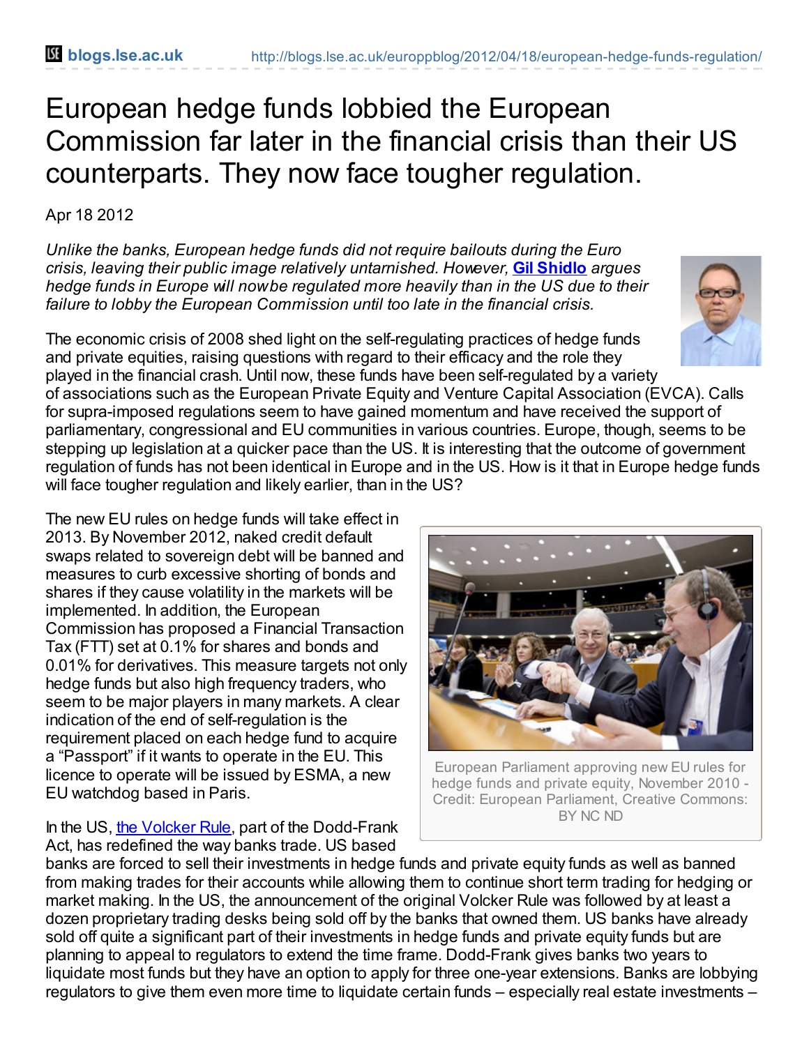# European hedge funds lobbied the European Commission far later in the financial crisis than their US counterparts. They now face tougher regulation.

Apr 18 2012

*Unlike the banks, European hedge funds did not require bailouts during the Euro crisis, leaving their public image relatively untarnished. However, **Gil Shidlo** argues hedge funds in Europe will now be regulated more heavily than in the US due to their failure to lobby the European Commission until too late in the financial crisis.*

The economic crisis of 2008 shed light on the self-regulating practices of hedge funds and private equities, raising questions with regard to their efficacy and the role they played in the financial crash. Until now, these funds have been self-regulated by a variety of associations such as the European Private Equity and Venture Capital Association (EVCA). Calls for supra-imposed regulations seem to have gained momentum and have received the support of parliamentary, congressional and EU communities in various countries. Europe, though, seems to be stepping up legislation at a quicker pace than the US. It is interesting that the outcome of government regulation of funds has not been identical in Europe and in the US. How is it that in Europe hedge funds will face tougher regulation and likely earlier, than in the US?

The new EU rules on hedge funds will take effect in 2013. By November 2012, naked credit default swaps related to sovereign debt will be banned and measures to curb excessive shorting of bonds and shares if they cause volatility in the markets will be implemented. In addition, the European Commission has proposed a Financial Transaction Tax (FTT) set at 0.1% for shares and bonds and 0.01% for derivatives. This measure targets not only hedge funds but also high frequency traders, who seem to be major players in many markets. A clear indication of the end of self-regulation is the requirement placed on each hedge fund to acquire a "Passport" if it wants to operate in the EU. This licence to operate will be issued by ESMA, a new EU watchdog based in Paris.

European Parliament approving new EU rules for hedge funds and private equity, November 2010 - Credit: European Parliament, Creative Commons: BY NC ND

In the US, the Volcker Rule, part of the Dodd-Frank Act, has redefined the way banks trade. US based banks are forced to sell their investments in hedge funds and private equity funds as well as banned from making trades for their accounts while allowing them to continue short term trading for hedging or market making. In the US, the announcement of the original Volcker Rule was followed by at least a dozen proprietary trading desks being sold off by the banks that owned them. US banks have already sold off quite a significant part of their investments in hedge funds and private equity funds but are planning to appeal to regulators to extend the time frame. Dodd-Frank gives banks two years to liquidate most funds but they have an option to apply for three one-year extensions. Banks are lobbying regulators to give them even more time to liquidate certain funds – especially real estate investments –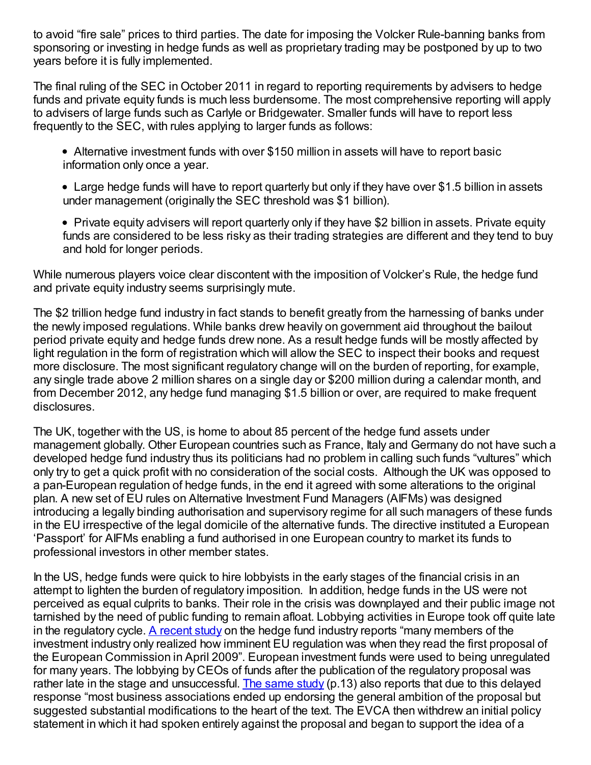to avoid "fire sale" prices to third parties. The date for imposing the Volcker Rule-banning banks from sponsoring or investing in hedge funds as well as proprietary trading may be postponed by up to two years before it is fully implemented.

The final ruling of the SEC in October 2011 in regard to reporting requirements by advisers to hedge funds and private equity funds is much less burdensome. The most comprehensive reporting will apply to advisers of large funds such as Carlyle or Bridgewater. Smaller funds will have to report less frequently to the SEC, with rules applying to larger funds as follows:

- Alternative investment funds with over $150 million in assets will have to report basic information only once a year.
- Large hedge funds will have to report quarterly but only if they have over $1.5 billion in assets under management (originally the SEC threshold was $1 billion).
- Private equity advisers will report quarterly only if they have $2 billion in assets. Private equity funds are considered to be less risky as their trading strategies are different and they tend to buy and hold for longer periods.

While numerous players voice clear discontent with the imposition of Volcker's Rule, the hedge fund and private equity industry seems surprisingly mute.

The $2 trillion hedge fund industry in fact stands to benefit greatly from the harnessing of banks under the newly imposed regulations. While banks drew heavily on government aid throughout the bailout period private equity and hedge funds drew none. As a result hedge funds will be mostly affected by light regulation in the form of registration which will allow the SEC to inspect their books and request more disclosure. The most significant regulatory change will on the burden of reporting, for example, any single trade above 2 million shares on a single day or $200 million during a calendar month, and from December 2012, any hedge fund managing $1.5 billion or over, are required to make frequent disclosures.

The UK, together with the US, is home to about 85 percent of the hedge fund assets under management globally. Other European countries such as France, Italy and Germany do not have such a developed hedge fund industry thus its politicians had no problem in calling such funds "vultures" which only try to get a quick profit with no consideration of the social costs. Although the UK was opposed to a pan-European regulation of hedge funds, in the end it agreed with some alterations to the original plan. A new set of EU rules on Alternative Investment Fund Managers (AIFMs) was designed introducing a legally binding authorisation and supervisory regime for all such managers of these funds in the EU irrespective of the legal domicile of the alternative funds. The directive instituted a European 'Passport' for AIFMs enabling a fund authorised in one European country to market its funds to professional investors in other member states.

In the US, hedge funds were quick to hire lobbyists in the early stages of the financial crisis in an attempt to lighten the burden of regulatory imposition. In addition, hedge funds in the US were not perceived as equal culprits to banks. Their role in the crisis was downplayed and their public image not tarnished by the need of public funding to remain afloat. Lobbying activities in Europe took off quite late in the regulatory cycle. A recent study on the hedge fund industry reports "many members of the investment industry only realized how imminent EU regulation was when they read the first proposal of the European Commission in April 2009". European investment funds were used to being unregulated for many years. The lobbying by CEOs of funds after the publication of the regulatory proposal was rather late in the stage and unsuccessful. The same study (p.13) also reports that due to this delayed response "most business associations ended up endorsing the general ambition of the proposal but suggested substantial modifications to the heart of the text. The EVCA then withdrew an initial policy statement in which it had spoken entirely against the proposal and began to support the idea of a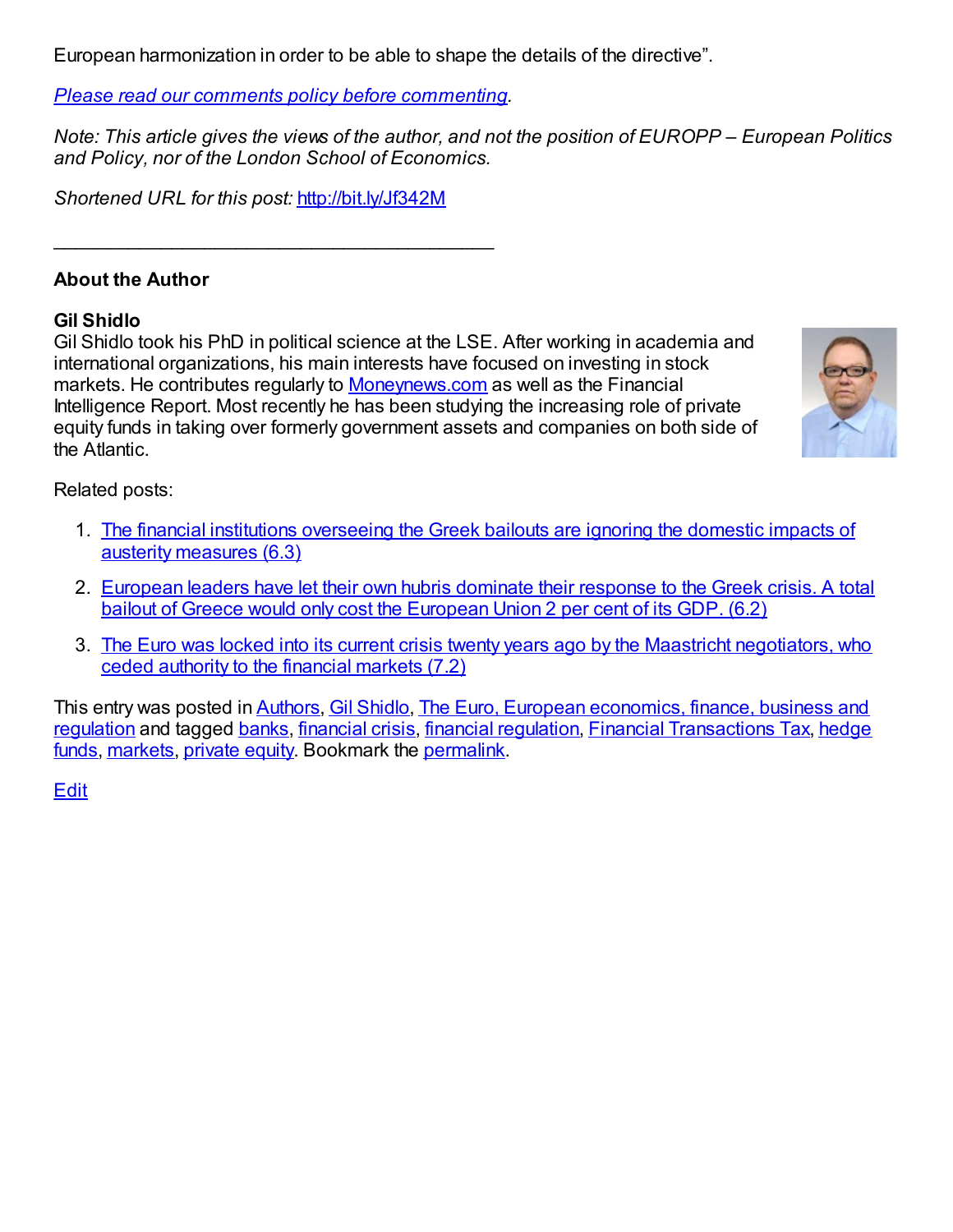European harmonization in order to be able to shape the details of the directive".

*Please read our comments policy before commenting.*

*Note: This article gives the views of the author, and not the position of EUROPP – European Politics and Policy, nor of the London School of Economics.*

*Shortened URL for this post:* http://bit.ly/Jf342M

---

**About the Author**

**Gil Shidlo**
Gil Shidlo took his PhD in political science at the LSE. After working in academia and international organizations, his main interests have focused on investing in stock markets. He contributes regularly to Moneynews.com as well as the Financial Intelligence Report. Most recently he has been studying the increasing role of private equity funds in taking over formerly government assets and companies on both side of the Atlantic.

Related posts:

1. The financial institutions overseeing the Greek bailouts are ignoring the domestic impacts of austerity measures (6.3)
2. European leaders have let their own hubris dominate their response to the Greek crisis. A total bailout of Greece would only cost the European Union 2 per cent of its GDP. (6.2)
3. The Euro was locked into its current crisis twenty years ago by the Maastricht negotiators, who ceded authority to the financial markets (7.2)

This entry was posted in Authors, Gil Shidlo, The Euro, European economics, finance, business and regulation and tagged banks, financial crisis, financial regulation, Financial Transactions Tax, hedge funds, markets, private equity. Bookmark the permalink.

Edit